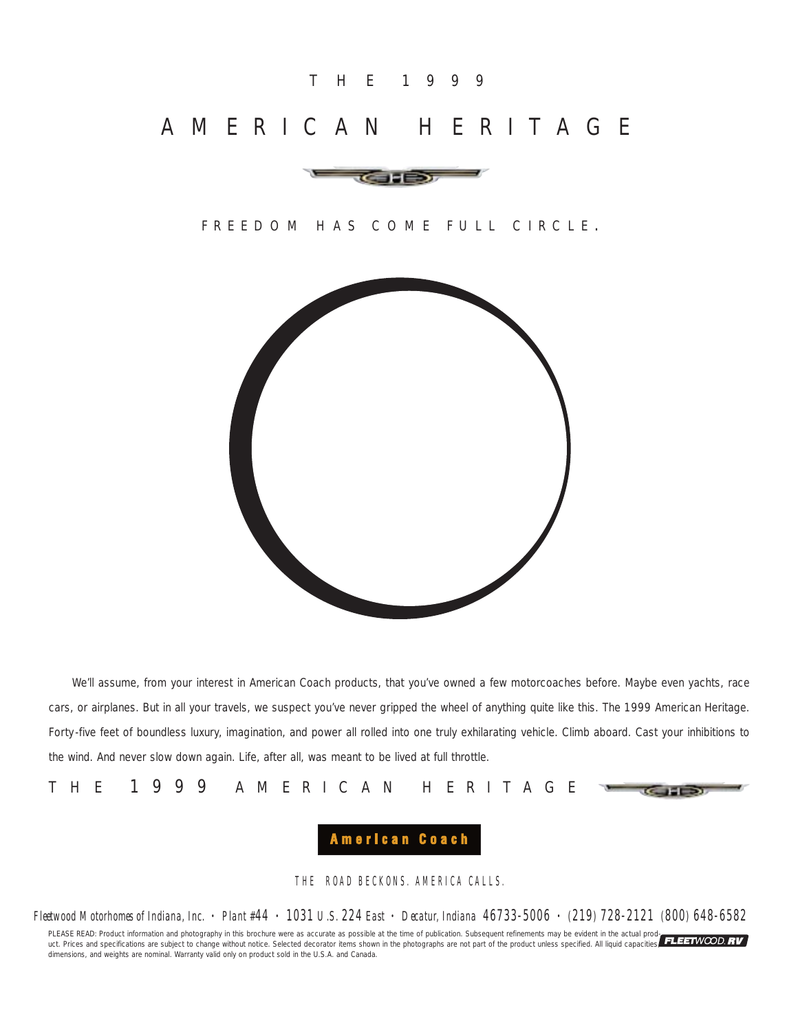THE 1999

# AMERICAN HERITAGE

FREEDOM HAS COME FULL CIRCLE.

We'll assume, from your interest in American Coach products, that you've owned a few motorcoaches before. Maybe even yachts, race cars, or airplanes. But in all your travels, we suspect you've never gripped the wheel of anything quite like this. The 1999 American Heritage. Forty-five feet of boundless luxury, imagination, and power all rolled into one truly exhilarating vehicle. Climb aboard. Cast your inhibitions to the wind. And never slow down again. Life, after all, was meant to be lived at full throttle.

THE 1999 AMERICAN HERITAGE

**American Coach**

THE ROAD BECKONS. AMERICA CALLS.

Fleetwood Motorhomes of Indiana, Inc. • Plant #44 • 1031 U.S. 224 East • Decatur, Indiana 46733-5006 • (219) 728-2121 (800) 648-6582

PLEASE READ: Product information and photography in this brochure were as accurate as possible at the time of publication. Subsequent refinements may be evident in the actual product. Prices and specifications are subject to change without notice. Selected decorator items shown in the photographs are not part of the product unless specified. All liquid capacities, dimensions, and weights are nominal. Warranty valid only on product sold in the U.S.A. and Canada.

FLEETWOOD RV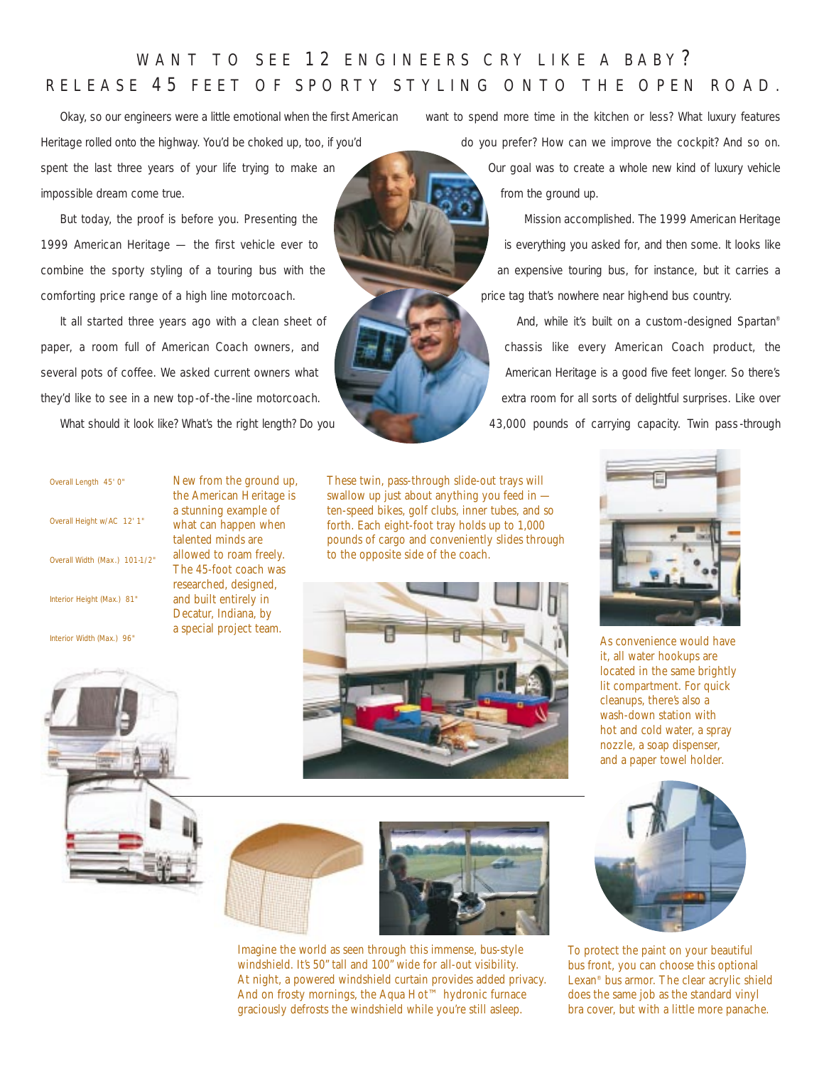# WANT TO SEE 12 ENGINEERS CRY LIKE A BABY? RELEASE 45 FEET OF SPORTY STYLING ONTO THE OPEN ROAD.

Okay, so our engineers were a little emotional when the first American Heritage rolled onto the highway. You'd be choked up, too, if you'd spent the last three years of your life trying to make an impossible dream come true.

But today, the proof is before you. Presenting the 1999 American Heritage — the first vehicle ever to combine the sporty styling of a touring bus with the comforting price range of a high line motorcoach.

It all started three years ago with a clean sheet of paper, a room full of American Coach owners, and several pots of coffee. We asked current owners what they'd like to see in a new top-of-the-line motorcoach.

What should it look like? What's the right length? Do you want to spend more time in the kitchen or less? What luxury features do you prefer? How can we improve the cockpit? And so on. Our goal was to create a whole new kind of luxury vehicle from the ground up.

Mission accomplished. The 1999 American Heritage is everything you asked for, and then some. It looks like an expensive touring bus, for instance, but it carries a price tag that's nowhere near high-end bus country.

And, while it's built on a custom-designed Spartan® chassis like every American Coach product, the American Heritage is a good five feet longer. So there's extra room for all sorts of delightful surprises. Like over 43,000 pounds of carrying capacity. Twin pass-through

Overall Length 45' 0"

Overall Height w/AC 12' 1"

Overall Width (Max.) 101-1/2"

Interior Height (Max.) 81"

Interior Width (Max.) 96"

New from the ground up, the American Heritage is a stunning example of what can happen when talented minds are allowed to roam freely. The 45-foot coach was researched, designed, and built entirely in Decatur, Indiana, by a special project team.

These twin, pass-through slide-out trays will swallow up just about anything you feed in — ten-speed bikes, golf clubs, inner tubes, and so forth. Each eight-foot tray holds up to 1,000 pounds of cargo and conveniently slides through to the opposite side of the coach.

As convenience would have it, all water hookups are located in the same brightly lit compartment. For quick cleanups, there's also a wash-down station with hot and cold water, a spray nozzle, a soap dispenser, and a paper towel holder.

Imagine the world as seen through this immense, bus-style windshield. It's 50" tall and 100" wide for all-out visibility. At night, a powered windshield curtain provides added privacy. And on frosty mornings, the Aqua Hot™ hydronic furnace graciously defrosts the windshield while you're still asleep.

To protect the paint on your beautiful bus front, you can choose this optional Lexan® bus armor. The clear acrylic shield does the same job as the standard vinyl bra cover, but with a little more panache.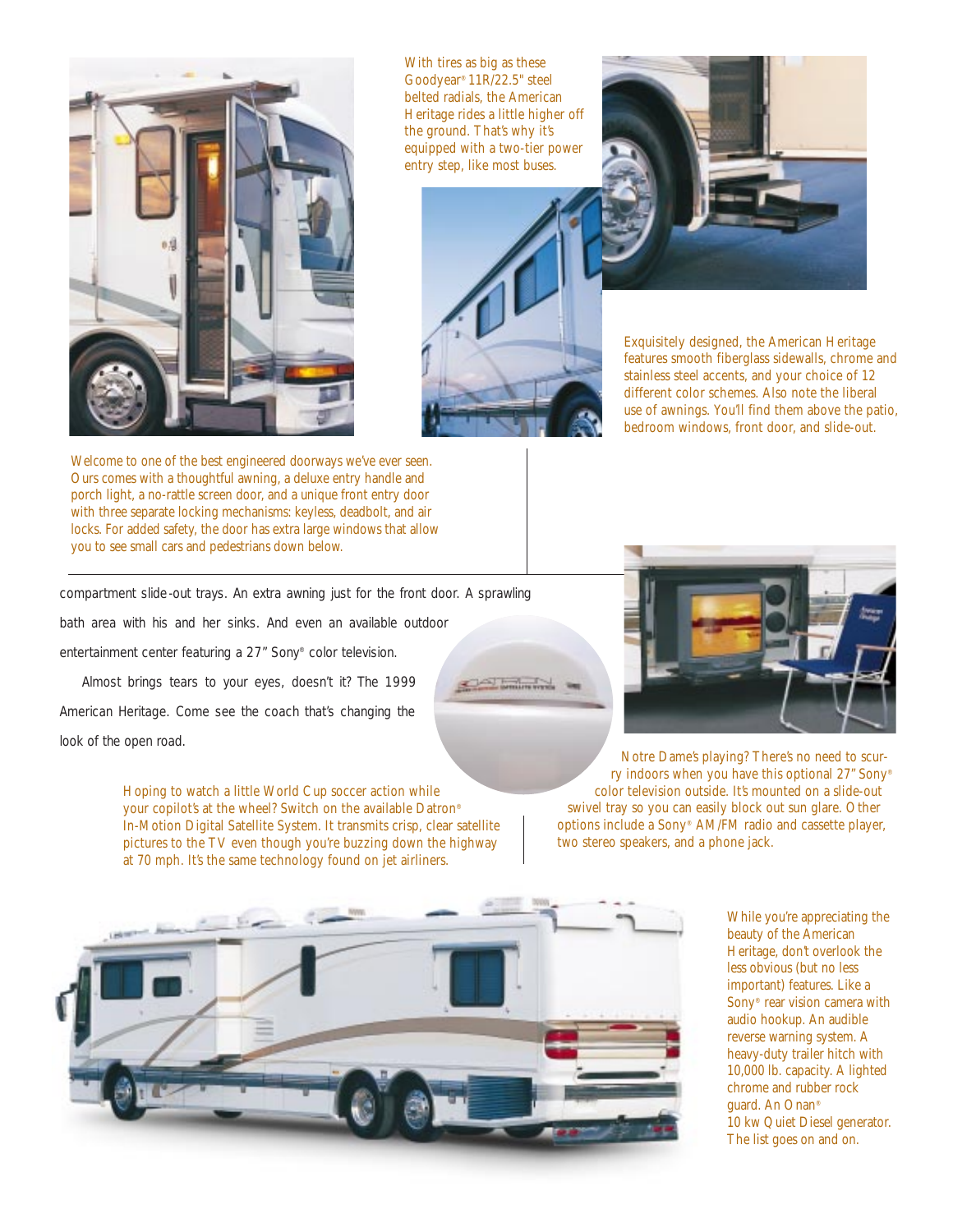With tires as big as these Goodyear® 11R/22.5" steel belted radials, the American Heritage rides a little higher off the ground. That's why it's equipped with a two-tier power entry step, like most buses.

Exquisitely designed, the American Heritage features smooth fiberglass sidewalls, chrome and stainless steel accents, and your choice of 12 different color schemes. Also note the liberal use of awnings. You'll find them above the patio, bedroom windows, front door, and slide-out.

Welcome to one of the best engineered doorways we've ever seen. Ours comes with a thoughtful awning, a deluxe entry handle and porch light, a no-rattle screen door, and a unique front entry door with three separate locking mechanisms: keyless, deadbolt, and air locks. For added safety, the door has extra large windows that allow you to see small cars and pedestrians down below.

compartment slide-out trays. An extra awning just for the front door. A sprawling bath area with his and her sinks. And even an available outdoor entertainment center featuring a 27" Sony® color television.

Almost brings tears to your eyes, doesn't it? The 1999 American Heritage. Come see the coach that's changing the look of the open road.

Hoping to watch a little World Cup soccer action while your copilot's at the wheel? Switch on the available Datron® In-Motion Digital Satellite System. It transmits crisp, clear satellite pictures to the TV even though you're buzzing down the highway at 70 mph. It's the same technology found on jet airliners.

Notre Dame's playing? There's no need to scurry indoors when you have this optional 27" Sony® color television outside. It's mounted on a slide-out swivel tray so you can easily block out sun glare. Other options include a Sony® AM/FM radio and cassette player, two stereo speakers, and a phone jack.

While you're appreciating the beauty of the American Heritage, don't overlook the less obvious (but no less important) features. Like a Sony® rear vision camera with audio hookup. An audible reverse warning system. A heavy-duty trailer hitch with 10,000 lb. capacity. A lighted chrome and rubber rock guard. An Onan® 10 kw Quiet Diesel generator. The list goes on and on.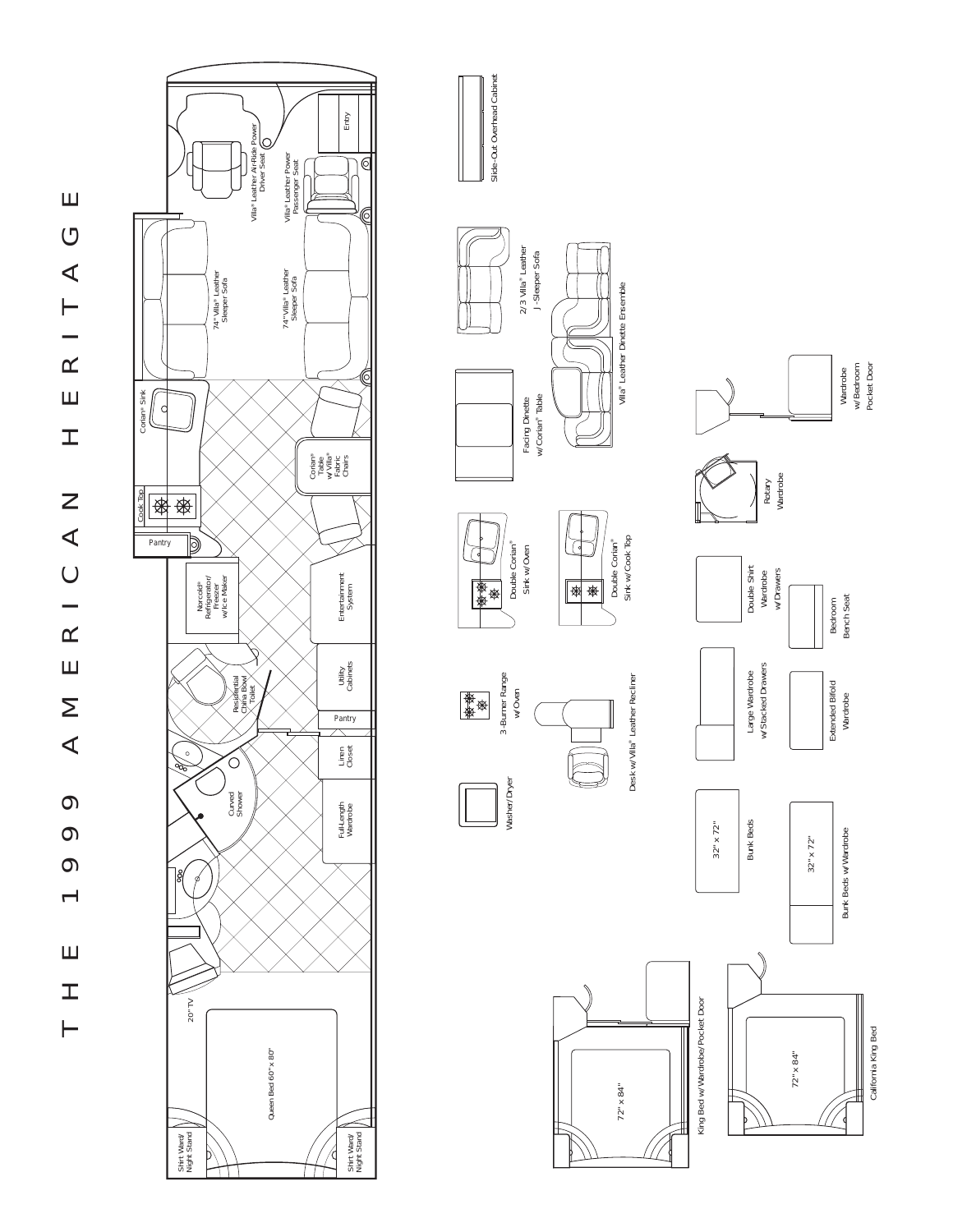# THE 1999 AMERICAN HERITAGE

Entry

Villa® Leather Air-Ride Power Driver Seat

Villa® Leather Power Passenger Seat

74" Villa® Leather Sleeper Sofa

74" Villa® Leather Sleeper Sofa

Corian® Sink

Corian® Table w/Villa® Fabric Chairs

Cook Top

Pantry

Norcold® Refrigerator/ Freezer w/Ice Maker

Entertainment System

Residential China Bowl Toilet

Utility Cabinets

Pantry

Linen Closet

Curved Shower

Full-Length Wardrobe

20" TV

Queen Bed 60" x 80"

Shirt Ward/ Night Stand

Shirt Ward/ Night Stand

Slide-Out Overhead Cabinet

2/3 Villa® Leather J-Sleeper Sofa

Facing Dinette w/Corian® Table

Villa® Leather Dinette Ensemble

Double Corian® Sink w/Oven

Double Corian® Sink w/Cook Top

3-Burner Range w/Oven

Desk w/Villa® Leather Recliner

Washer/Dryer

Rotary Wardrobe

Wardrobe w/Bedroom Pocket Door

Double Shirt Wardrobe w/Drawers

Bedroom Bench Seat

Large Wardrobe w/Stacked Drawers

Extended Bifold Wardrobe

32" x 72"

Bunk Beds

32" x 72"

Bunk Beds w/Wardrobe

72" x 84"

King Bed w/Wardrobe/Pocket Door

72" x 84"

California King Bed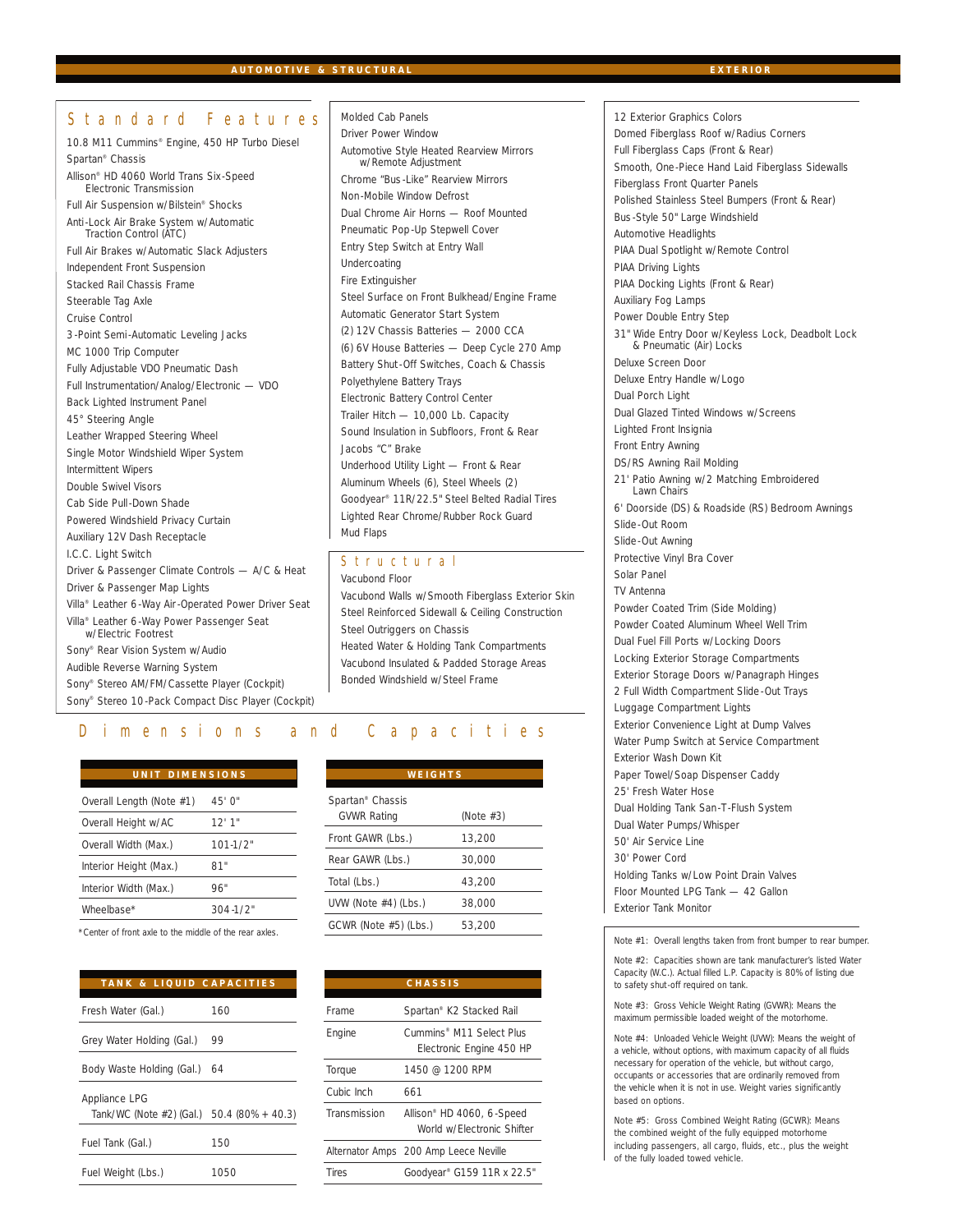## AUTOMOTIVE & STRUCTURAL

### Standard Features

- 10.8 M11 Cummins® Engine, 450 HP Turbo Diesel
- Spartan® Chassis
- Allison® HD 4060 World Trans Six-Speed Electronic Transmission
- Full Air Suspension w/Bilstein® Shocks
- Anti-Lock Air Brake System w/Automatic Traction Control (ATC)
- Full Air Brakes w/Automatic Slack Adjusters
- Independent Front Suspension
- Stacked Rail Chassis Frame
- Steerable Tag Axle
- Cruise Control
- 3-Point Semi-Automatic Leveling Jacks
- MC 1000 Trip Computer
- Fully Adjustable VDO Pneumatic Dash
- Full Instrumentation/Analog/Electronic — VDO
- Back Lighted Instrument Panel
- 45° Steering Angle
- Leather Wrapped Steering Wheel
- Single Motor Windshield Wiper System
- Intermittent Wipers
- Double Swivel Visors
- Cab Side Pull-Down Shade
- Powered Windshield Privacy Curtain
- Auxiliary 12V Dash Receptacle
- I.C.C. Light Switch
- Driver & Passenger Climate Controls — A/C & Heat
- Driver & Passenger Map Lights
- Villa® Leather 6-Way Air-Operated Power Driver Seat
- Villa® Leather 6-Way Power Passenger Seat w/Electric Footrest
- Sony® Rear Vision System w/Audio
- Audible Reverse Warning System
- Sony® Stereo AM/FM/Cassette Player (Cockpit)
- Sony® Stereo 10-Pack Compact Disc Player (Cockpit)
- Molded Cab Panels
- Driver Power Window
- Automotive Style Heated Rearview Mirrors w/Remote Adjustment
- Chrome "Bus-Like" Rearview Mirrors
- Non-Mobile Window Defrost
- Dual Chrome Air Horns — Roof Mounted
- Pneumatic Pop-Up Stepwell Cover
- Entry Step Switch at Entry Wall
- Undercoating
- Fire Extinguisher
- Steel Surface on Front Bulkhead/Engine Frame
- Automatic Generator Start System
- (2) 12V Chassis Batteries — 2000 CCA
- (6) 6V House Batteries — Deep Cycle 270 Amp
- Battery Shut-Off Switches, Coach & Chassis
- Polyethylene Battery Trays
- Electronic Battery Control Center
- Trailer Hitch — 10,000 Lb. Capacity
- Sound Insulation in Subfloors, Front & Rear
- Jacobs "C" Brake
- Underhood Utility Light — Front & Rear
- Aluminum Wheels (6), Steel Wheels (2)
- Goodyear® 11R/22.5" Steel Belted Radial Tires
- Lighted Rear Chrome/Rubber Rock Guard
- Mud Flaps

### Structural

- Vacubond Floor
- Vacubond Walls w/Smooth Fiberglass Exterior Skin
- Steel Reinforced Sidewall & Ceiling Construction
- Steel Outriggers on Chassis
- Heated Water & Holding Tank Compartments
- Vacubond Insulated & Padded Storage Areas
- Bonded Windshield w/Steel Frame

## EXTERIOR

- 12 Exterior Graphics Colors
- Domed Fiberglass Roof w/Radius Corners
- Full Fiberglass Caps (Front & Rear)
- Smooth, One-Piece Hand Laid Fiberglass Sidewalls
- Fiberglass Front Quarter Panels
- Polished Stainless Steel Bumpers (Front & Rear)
- Bus-Style 50" Large Windshield
- Automotive Headlights
- PIAA Dual Spotlight w/Remote Control
- PIAA Driving Lights
- PIAA Docking Lights (Front & Rear)
- Auxiliary Fog Lamps
- Power Double Entry Step
- 31" Wide Entry Door w/Keyless Lock, Deadbolt Lock & Pneumatic (Air) Locks
- Deluxe Screen Door
- Deluxe Entry Handle w/Logo
- Dual Porch Light
- Dual Glazed Tinted Windows w/Screens
- Lighted Front Insignia
- Front Entry Awning
- DS/RS Awning Rail Molding
- 21' Patio Awning w/2 Matching Embroidered Lawn Chairs
- 6' Doorside (DS) & Roadside (RS) Bedroom Awnings
- Slide-Out Room
- Slide-Out Awning
- Protective Vinyl Bra Cover
- Solar Panel
- TV Antenna
- Powder Coated Trim (Side Molding)
- Powder Coated Aluminum Wheel Well Trim
- Dual Fuel Fill Ports w/Locking Doors
- Locking Exterior Storage Compartments
- Exterior Storage Doors w/Panagraph Hinges
- 2 Full Width Compartment Slide-Out Trays
- Luggage Compartment Lights
- Exterior Convenience Light at Dump Valves
- Water Pump Switch at Service Compartment
- Exterior Wash Down Kit
- Paper Towel/Soap Dispenser Caddy
- 25' Fresh Water Hose
- Dual Holding Tank San-T-Flush System
- Dual Water Pumps/Whisper
- 50' Air Service Line
- 30' Power Cord
- Holding Tanks w/Low Point Drain Valves
- Floor Mounted LPG Tank — 42 Gallon
- Exterior Tank Monitor

## Dimensions and Capacities

| UNIT DIMENSIONS | |
|---|---|
| Overall Length (Note #1) | 45' 0" |
| Overall Height w/AC | 12' 1" |
| Overall Width (Max.) | 101-1/2" |
| Interior Height (Max.) | 81" |
| Interior Width (Max.) | 96" |
| Wheelbase* | 304-1/2" |

*Center of front axle to the middle of the rear axles.

| WEIGHTS | |
|---|---|
| Spartan® Chassis GVWR Rating | (Note #3) |
| Front GAWR (Lbs.) | 13,200 |
| Rear GAWR (Lbs.) | 30,000 |
| Total (Lbs.) | 43,200 |
| UVW (Note #4) (Lbs.) | 38,000 |
| GCWR (Note #5) (Lbs.) | 53,200 |

| TANK & LIQUID CAPACITIES | |
|---|---|
| Fresh Water (Gal.) | 160 |
| Grey Water Holding (Gal.) | 99 |
| Body Waste Holding (Gal.) | 64 |
| Appliance LPG Tank/WC (Note #2) (Gal.) | 50.4 (80% + 40.3) |
| Fuel Tank (Gal.) | 150 |
| Fuel Weight (Lbs.) | 1050 |

| CHASSIS | |
|---|---|
| Frame | Spartan® K2 Stacked Rail |
| Engine | Cummins® M11 Select Plus Electronic Engine 450 HP |
| Torque | 1450 @ 1200 RPM |
| Cubic Inch | 661 |
| Transmission | Allison® HD 4060, 6-Speed World w/Electronic Shifter |
| Alternator Amps | 200 Amp Leece Neville |
| Tires | Goodyear® G159 11R x 22.5" |

Note #1: Overall lengths taken from front bumper to rear bumper.

Note #2: Capacities shown are tank manufacturer's listed Water Capacity (W.C.). Actual filled L.P. Capacity is 80% of listing due to safety shut-off required on tank.

Note #3: Gross Vehicle Weight Rating (GVWR): Means the maximum permissible loaded weight of the motorhome.

Note #4: Unloaded Vehicle Weight (UVW): Means the weight of a vehicle, without options, with maximum capacity of all fluids necessary for operation of the vehicle, but without cargo, occupants or accessories that are ordinarily removed from the vehicle when it is not in use. Weight varies significantly based on options.

Note #5: Gross Combined Weight Rating (GCWR): Means the combined weight of the fully equipped motorhome including passengers, all cargo, fluids, etc., plus the weight of the fully loaded towed vehicle.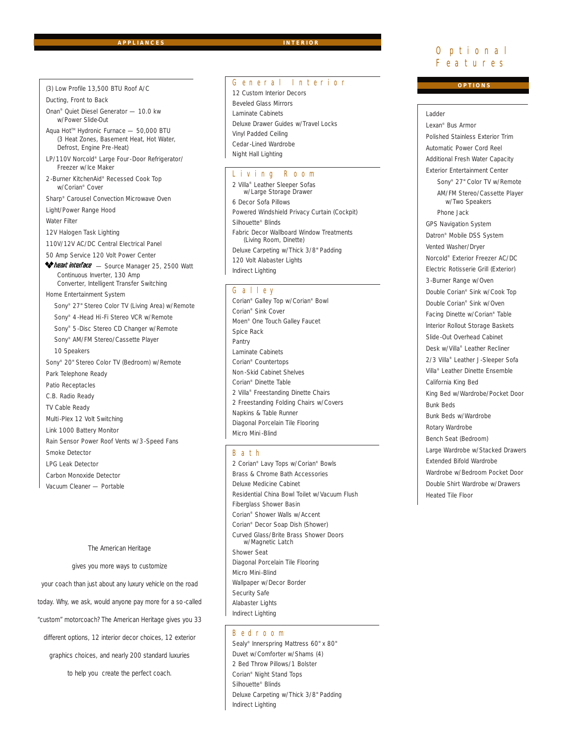## APPLIANCES

- (3) Low Profile 13,500 BTU Roof A/C
- Ducting, Front to Back
- Onan® Quiet Diesel Generator — 10.0 kw w/Power Slide-Out
- Aqua Hot™ Hydronic Furnace — 50,000 BTU (3 Heat Zones, Basement Heat, Hot Water, Defrost, Engine Pre-Heat)
- LP/110V Norcold® Large Four-Door Refrigerator/ Freezer w/Ice Maker
- 2-Burner KitchenAid® Recessed Cook Top w/Corian® Cover
- Sharp® Carousel Convection Microwave Oven
- Light/Power Range Hood
- Water Filter
- 12V Halogen Task Lighting
- 110V/12V AC/DC Central Electrical Panel
- 50 Amp Service 120 Volt Power Center
- heart interface — Source Manager 25, 2500 Watt Continuous Inverter, 130 Amp Converter, Intelligent Transfer Switching
- Home Entertainment System
  - Sony® 27" Stereo Color TV (Living Area) w/Remote
  - Sony® 4-Head Hi-Fi Stereo VCR w/Remote
  - Sony® 5-Disc Stereo CD Changer w/Remote
  - Sony® AM/FM Stereo/Cassette Player
  - 10 Speakers
- Sony® 20" Stereo Color TV (Bedroom) w/Remote
- Park Telephone Ready
- Patio Receptacles
- C.B. Radio Ready
- TV Cable Ready
- Multi-Plex 12 Volt Switching
- Link 1000 Battery Monitor
- Rain Sensor Power Roof Vents w/3-Speed Fans
- Smoke Detector
- LPG Leak Detector
- Carbon Monoxide Detector
- Vacuum Cleaner — Portable

The American Heritage gives you more ways to customize your coach than just about any luxury vehicle on the road today. Why, we ask, would anyone pay more for a so-called "custom" motorcoach? The American Heritage gives you 33 different options, 12 interior decor choices, 12 exterior graphics choices, and nearly 200 standard luxuries to help you create the perfect coach.

## INTERIOR

### General Interior

- 12 Custom Interior Decors
- Beveled Glass Mirrors
- Laminate Cabinets
- Deluxe Drawer Guides w/Travel Locks
- Vinyl Padded Ceiling
- Cedar-Lined Wardrobe
- Night Hall Lighting

### Living Room

- 2 Villa® Leather Sleeper Sofas w/Large Storage Drawer
- 6 Decor Sofa Pillows
- Powered Windshield Privacy Curtain (Cockpit)
- Silhouette® Blinds
- Fabric Decor Wallboard Window Treatments (Living Room, Dinette)
- Deluxe Carpeting w/Thick 3/8" Padding
- 120 Volt Alabaster Lights
- Indirect Lighting

### Galley

- Corian® Galley Top w/Corian® Bowl
- Corian® Sink Cover
- Moen® One Touch Galley Faucet
- Spice Rack
- Pantry
- Laminate Cabinets
- Corian® Countertops
- Non-Skid Cabinet Shelves
- Corian® Dinette Table
- 2 Villa® Freestanding Dinette Chairs
- 2 Freestanding Folding Chairs w/Covers
- Napkins & Table Runner
- Diagonal Porcelain Tile Flooring
- Micro Mini-Blind

### Bath

- 2 Corian® Lavy Tops w/Corian® Bowls
- Brass & Chrome Bath Accessories
- Deluxe Medicine Cabinet
- Residential China Bowl Toilet w/Vacuum Flush
- Fiberglass Shower Basin
- Corian® Shower Walls w/Accent
- Corian® Decor Soap Dish (Shower)
- Curved Glass/Brite Brass Shower Doors w/Magnetic Latch
- Shower Seat
- Diagonal Porcelain Tile Flooring
- Micro Mini-Blind
- Wallpaper w/Decor Border
- Security Safe
- Alabaster Lights
- Indirect Lighting

### Bedroom

- Sealy® Innerspring Mattress 60" x 80"
- Duvet w/Comforter w/Shams (4)
- 2 Bed Throw Pillows/1 Bolster
- Corian® Night Stand Tops
- Silhouette® Blinds
- Deluxe Carpeting w/Thick 3/8" Padding
- Indirect Lighting

# Optional Features

## OPTIONS

- Ladder
- Lexan® Bus Armor
- Polished Stainless Exterior Trim
- Automatic Power Cord Reel
- Additional Fresh Water Capacity
- Exterior Entertainment Center
  - Sony® 27" Color TV w/Remote
  - AM/FM Stereo/Cassette Player w/Two Speakers
  - Phone Jack
- GPS Navigation System
- Datron® Mobile DSS System
- Vented Washer/Dryer
- Norcold® Exterior Freezer AC/DC
- Electric Rotisserie Grill (Exterior)
- 3-Burner Range w/Oven
- Double Corian® Sink w/Cook Top
- Double Corian® Sink w/Oven
- Facing Dinette w/Corian® Table
- Interior Rollout Storage Baskets
- Slide-Out Overhead Cabinet
- Desk w/Villa® Leather Recliner
- 2/3 Villa® Leather J-Sleeper Sofa
- Villa® Leather Dinette Ensemble
- California King Bed
- King Bed w/Wardrobe/Pocket Door
- Bunk Beds
- Bunk Beds w/Wardrobe
- Rotary Wardrobe
- Bench Seat (Bedroom)
- Large Wardrobe w/Stacked Drawers
- Extended Bifold Wardrobe
- Wardrobe w/Bedroom Pocket Door
- Double Shirt Wardrobe w/Drawers
- Heated Tile Floor